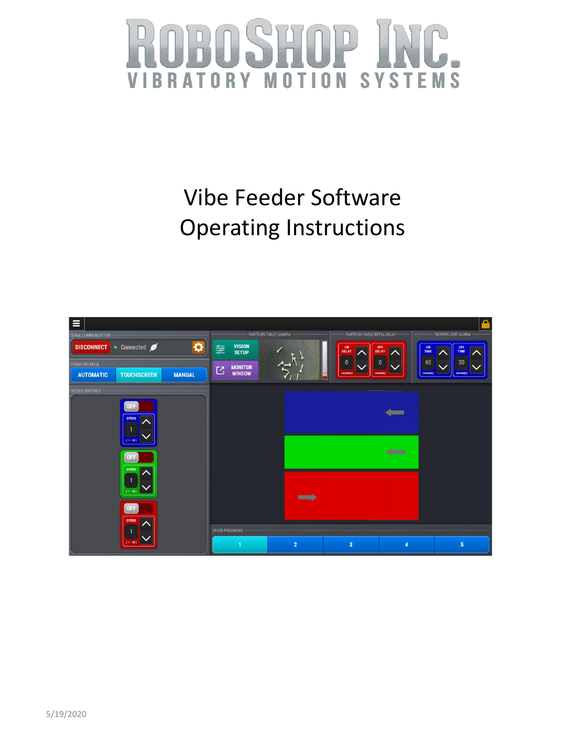# RoboShop Inc.

VIBRATORY MOTION SYSTEMS

# Vibe Feeder Software Operating Instructions

5/19/2020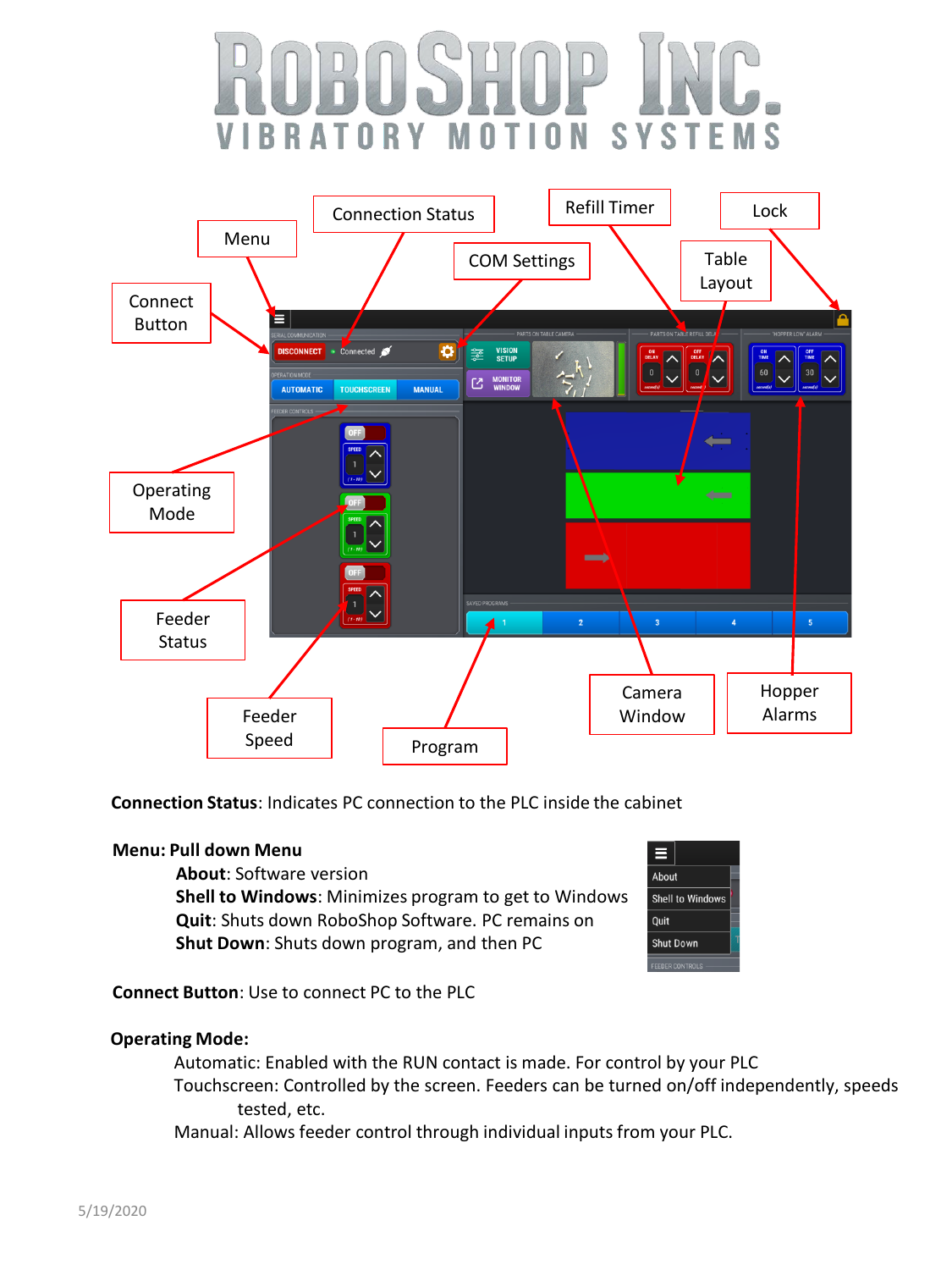# ROBOSHOP INC.

VIBRATORY MOTION SYSTEMS

Menu · Connection Status · Refill Timer · Lock · COM Settings · Table Layout · Connect Button · Operating Mode · Feeder Status · Feeder Speed · Program · Camera Window · Hopper Alarms

**Connection Status**: Indicates PC connection to the PLC inside the cabinet

**Menu: Pull down Menu**

- **About**: Software version
- **Shell to Windows**: Minimizes program to get to Windows
- **Quit**: Shuts down RoboShop Software. PC remains on
- **Shut Down**: Shuts down program, and then PC

**Connect Button**: Use to connect PC to the PLC

**Operating Mode:**

- Automatic: Enabled with the RUN contact is made. For control by your PLC
- Touchscreen: Controlled by the screen. Feeders can be turned on/off independently, speeds tested, etc.
- Manual: Allows feeder control through individual inputs from your PLC.

5/19/2020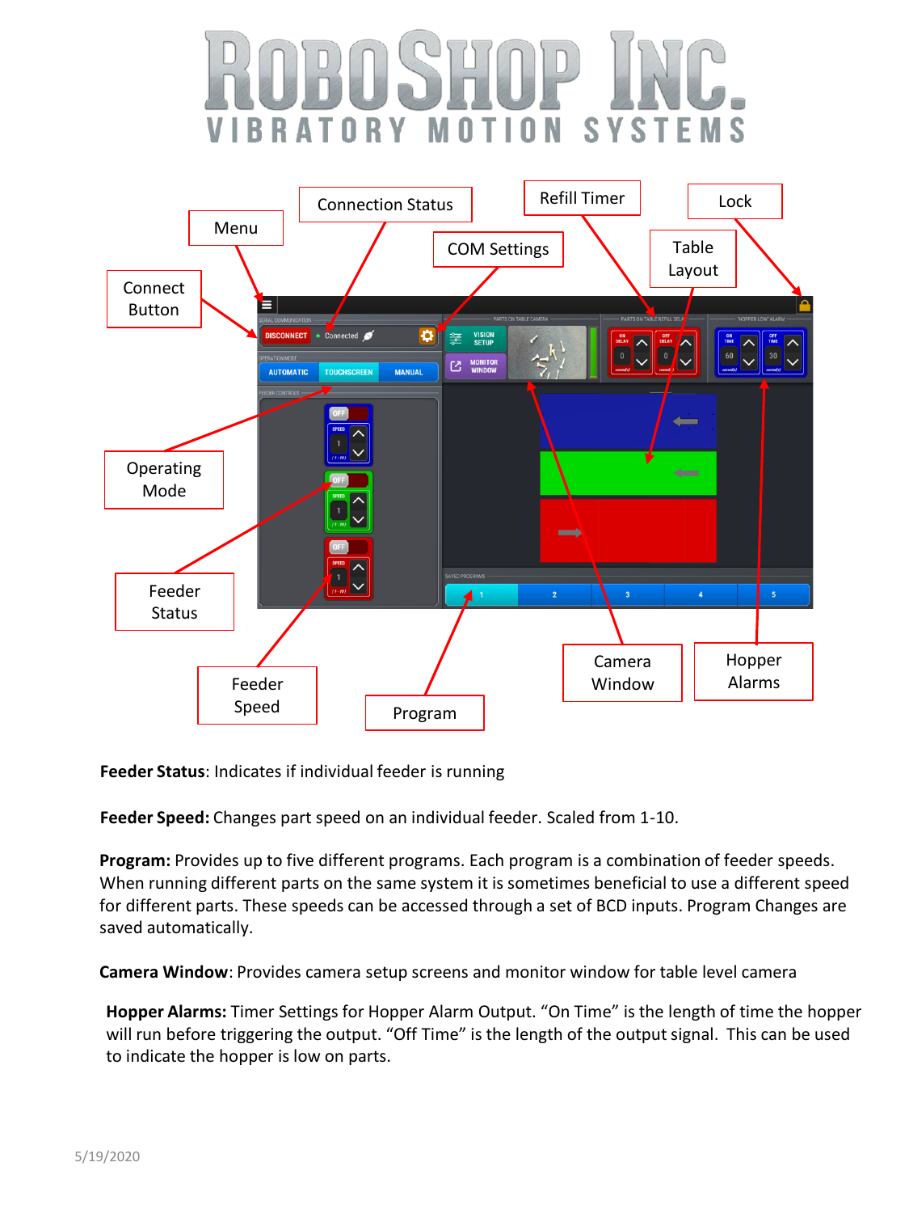Feeder Status: Indicates if individual feeder is running

**Feeder Speed:** Changes part speed on an individual feeder. Scaled from 1-10.

**Program:** Provides up to five different programs. Each program is a combination of feeder speeds. When running different parts on the same system it is sometimes beneficial to use a different speed for different parts. These speeds can be accessed through a set of BCD inputs. Program Changes are saved automatically.

**Camera Window**: Provides camera setup screens and monitor window for table level camera

**Hopper Alarms:** Timer Settings for Hopper Alarm Output. “On Time” is the length of time the hopper will run before triggering the output. “Off Time” is the length of the output signal. This can be used to indicate the hopper is low on parts.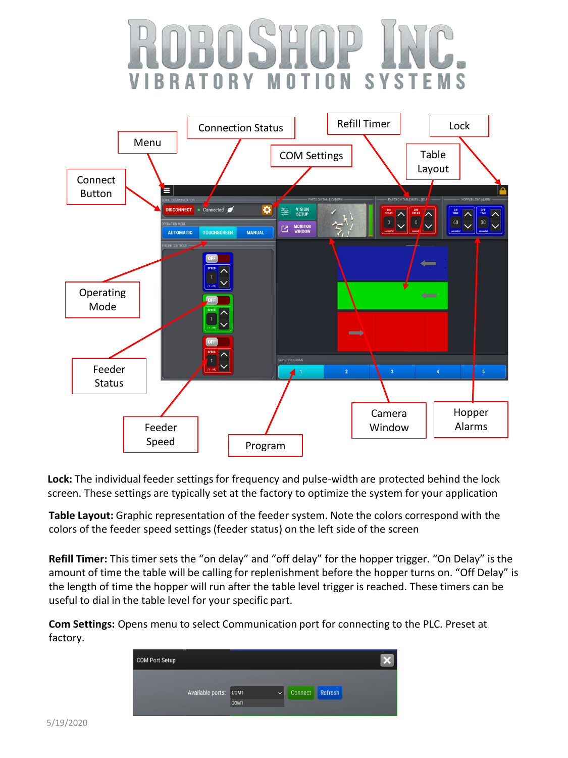# ROBOSHOP INC.

VIBRATORY MOTION SYSTEMS

Menu

Connection Status

Refill Timer

Lock

Connect Button

COM Settings

Table Layout

Operating Mode

Feeder Status

Feeder Speed

Program

Camera Window

Hopper Alarms

**Lock:** The individual feeder settings for frequency and pulse-width are protected behind the lock screen. These settings are typically set at the factory to optimize the system for your application

**Table Layout:** Graphic representation of the feeder system. Note the colors correspond with the colors of the feeder speed settings (feeder status) on the left side of the screen

**Refill Timer:** This timer sets the "on delay" and "off delay" for the hopper trigger. "On Delay" is the amount of time the table will be calling for replenishment before the hopper turns on. "Off Delay" is the length of time the hopper will run after the table level trigger is reached. These timers can be useful to dial in the table level for your specific part.

**Com Settings:** Opens menu to select Communication port for connecting to the PLC. Preset at factory.

COM Port Setup

Available ports: COM1 Connect Refresh

5/19/2020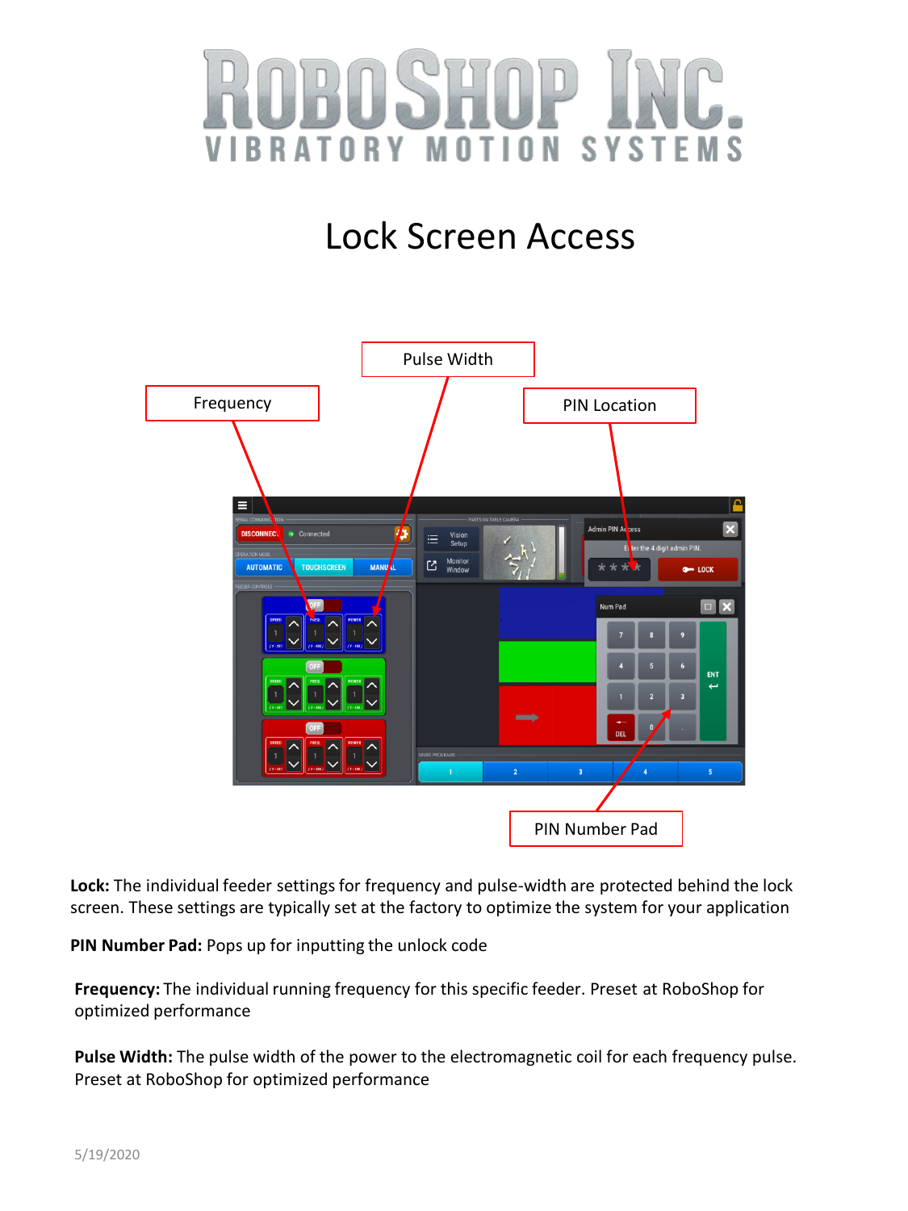# Lock Screen Access

Pulse Width

Frequency

PIN Location

PIN Number Pad

**Lock:** The individual feeder settings for frequency and pulse-width are protected behind the lock screen. These settings are typically set at the factory to optimize the system for your application

**PIN Number Pad:** Pops up for inputting the unlock code

**Frequency:** The individual running frequency for this specific feeder. Preset at RoboShop for optimized performance

**Pulse Width:** The pulse width of the power to the electromagnetic coil for each frequency pulse. Preset at RoboShop for optimized performance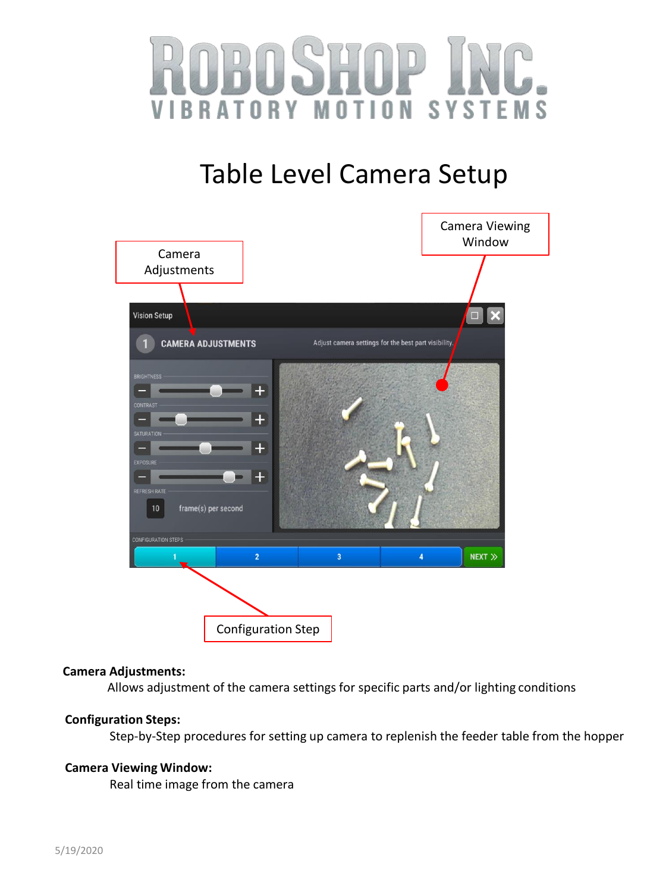ROBOSHOP INC.

VIBRATORY MOTION SYSTEMS

# Table Level Camera Setup

Camera Adjustments

Camera Viewing Window

Configuration Step

**Camera Adjustments:**

Allows adjustment of the camera settings for specific parts and/or lighting conditions

**Configuration Steps:**

Step-by-Step procedures for setting up camera to replenish the feeder table from the hopper

**Camera Viewing Window:**

Real time image from the camera

5/19/2020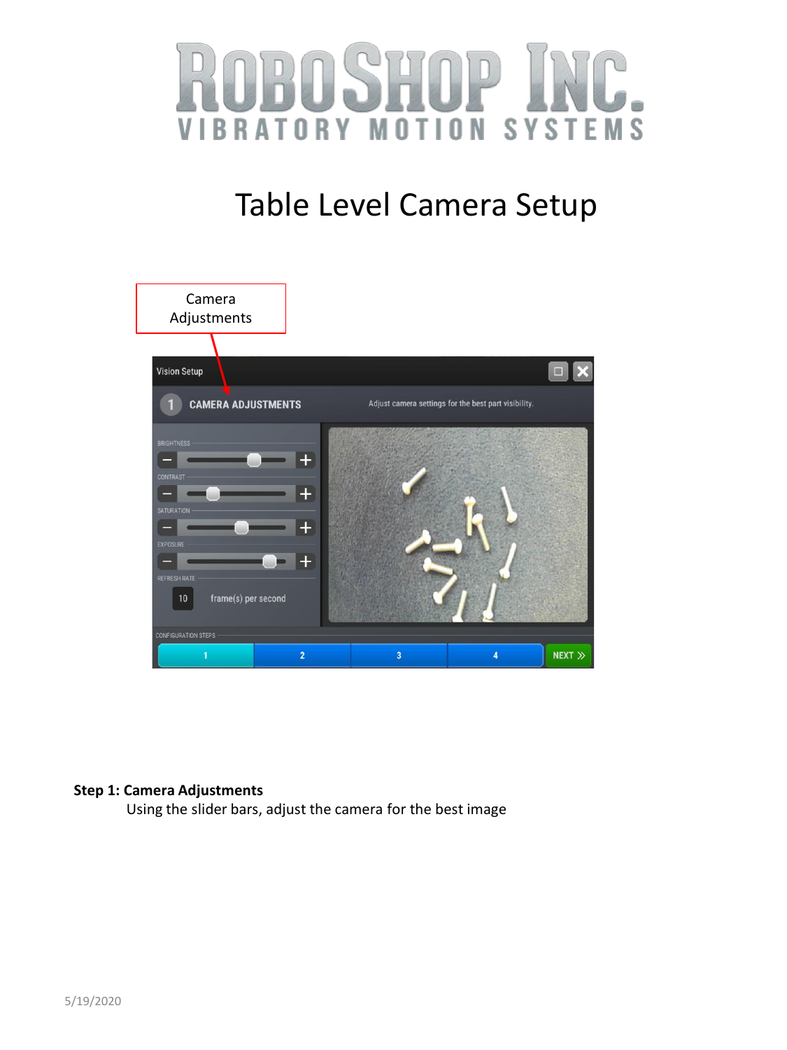# Table Level Camera Setup

Camera Adjustments

**Step 1: Camera Adjustments**

Using the slider bars, adjust the camera for the best image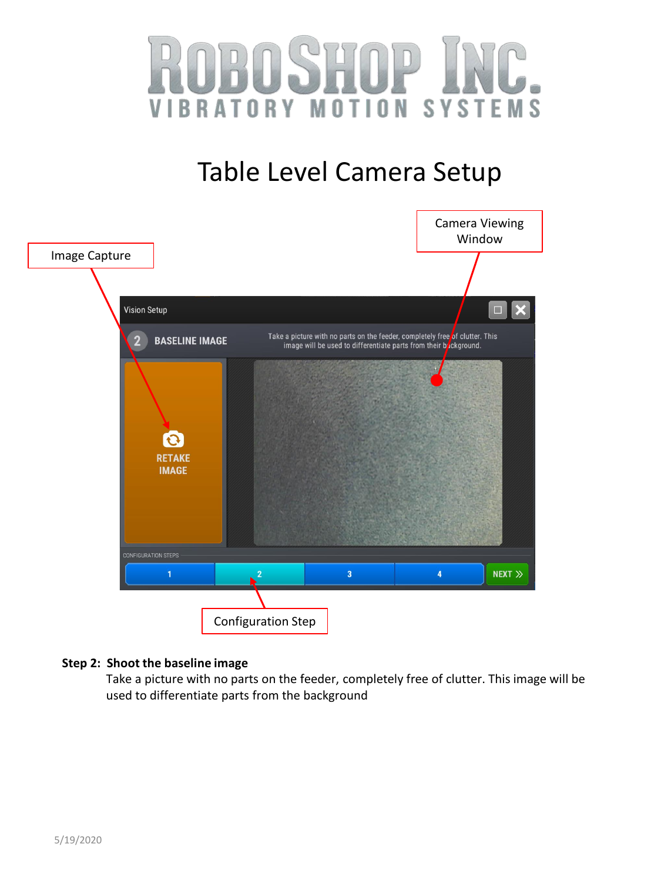# Table Level Camera Setup

Image Capture

Camera Viewing Window

Vision Setup

2 BASELINE IMAGE

Take a picture with no parts on the feeder, completely free of clutter. This image will be used to differentiate parts from their background.

RETAKE IMAGE

CONFIGURATION STEPS

1 2 3 4 NEXT

Configuration Step

**Step 2: Shoot the baseline image**

Take a picture with no parts on the feeder, completely free of clutter. This image will be used to differentiate parts from the background

5/19/2020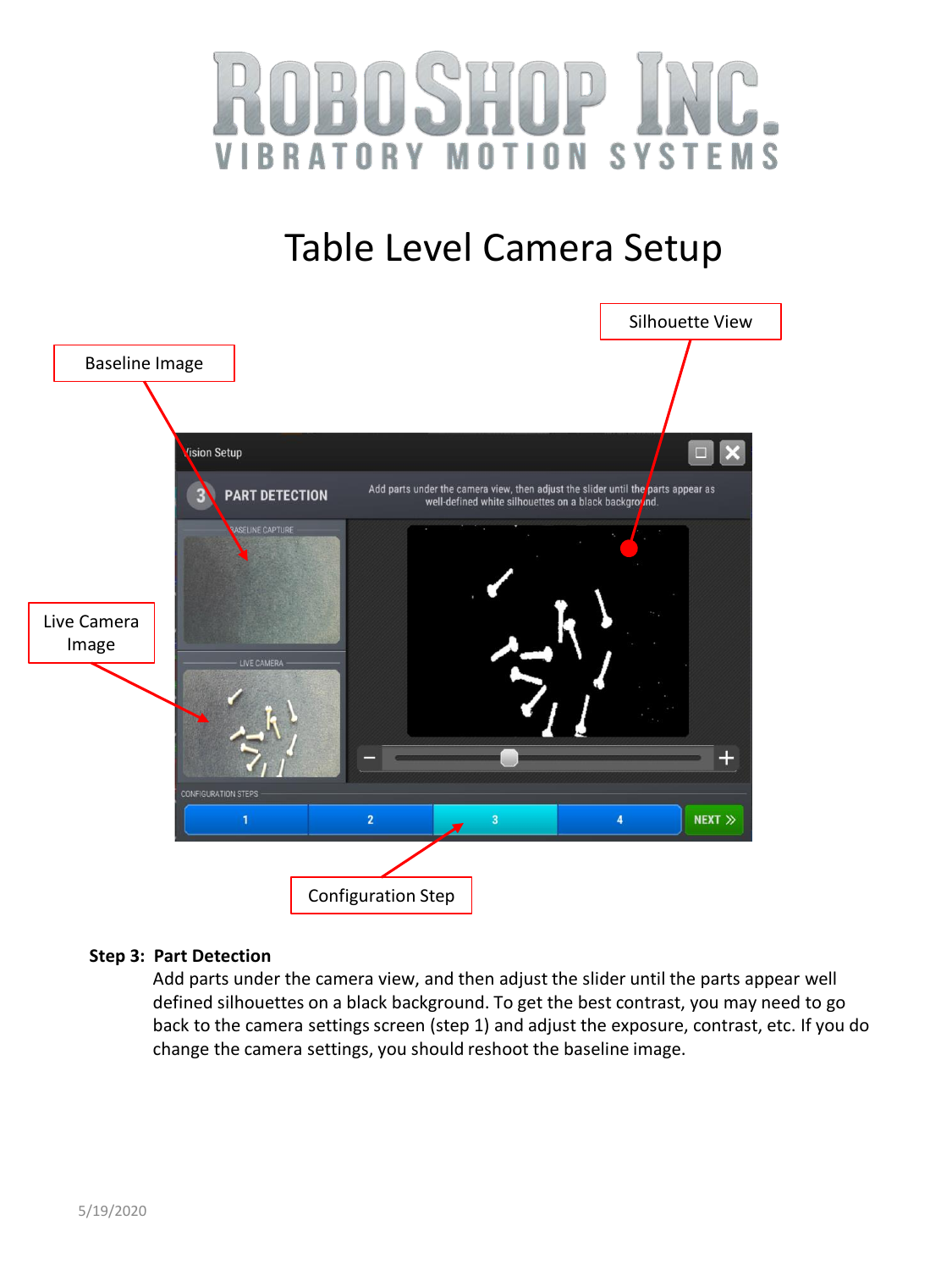# Table Level Camera Setup

Baseline Image

Silhouette View

Live Camera Image

Configuration Step

**Step 3: Part Detection**

Add parts under the camera view, and then adjust the slider until the parts appear well defined silhouettes on a black background. To get the best contrast, you may need to go back to the camera settings screen (step 1) and adjust the exposure, contrast, etc. If you do change the camera settings, you should reshoot the baseline image.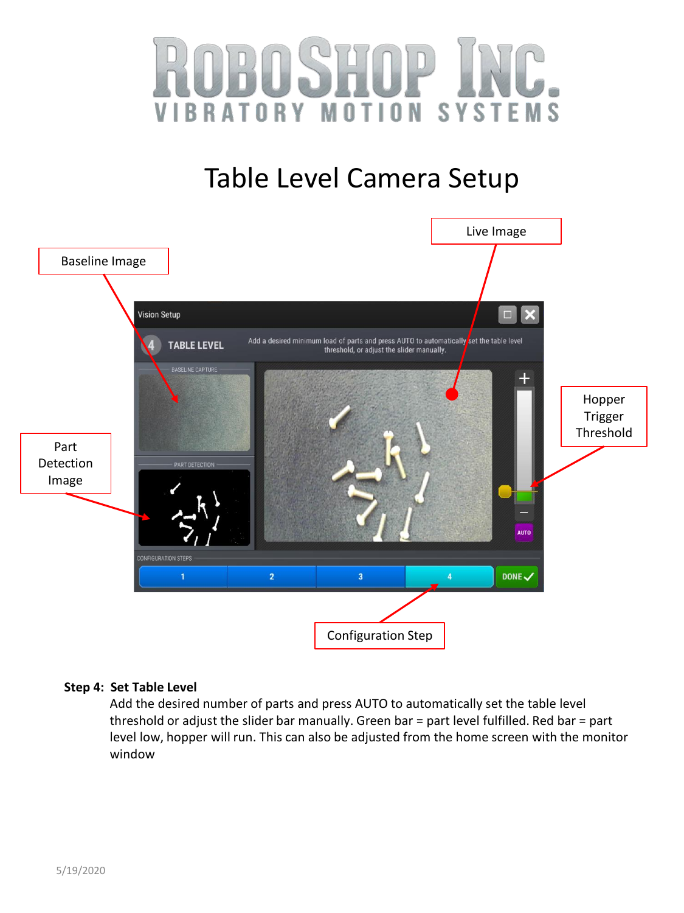# ROBOSHOP INC.

VIBRATORY MOTION SYSTEMS

## Table Level Camera Setup

Live Image

Baseline Image

Hopper Trigger Threshold

Part Detection Image

Configuration Step

**Step 4: Set Table Level**

Add the desired number of parts and press AUTO to automatically set the table level threshold or adjust the slider bar manually. Green bar = part level fulfilled. Red bar = part level low, hopper will run. This can also be adjusted from the home screen with the monitor window

5/19/2020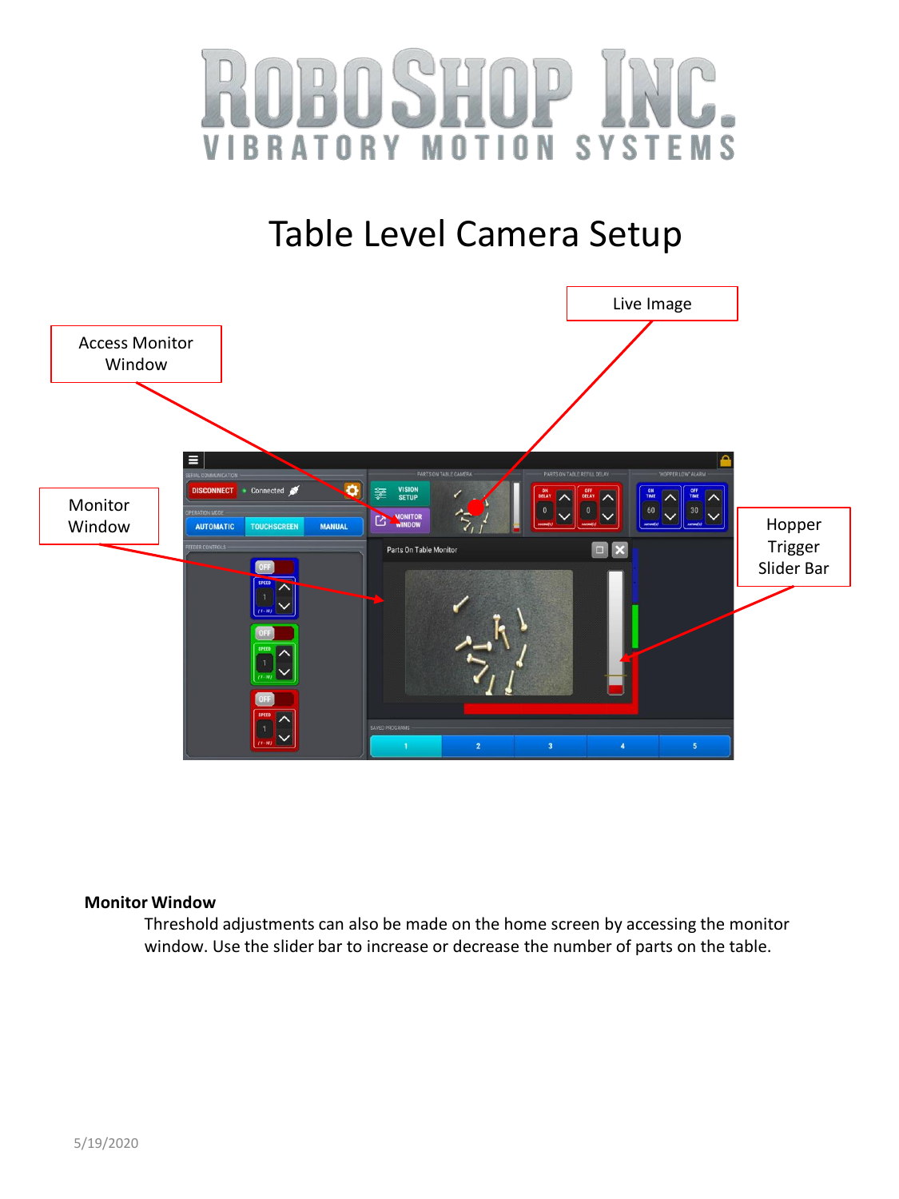# ROBOSHOP INC.

VIBRATORY MOTION SYSTEMS

# Table Level Camera Setup

Access Monitor Window

Live Image

Monitor Window

Hopper Trigger Slider Bar

**Monitor Window**

Threshold adjustments can also be made on the home screen by accessing the monitor window. Use the slider bar to increase or decrease the number of parts on the table.

5/19/2020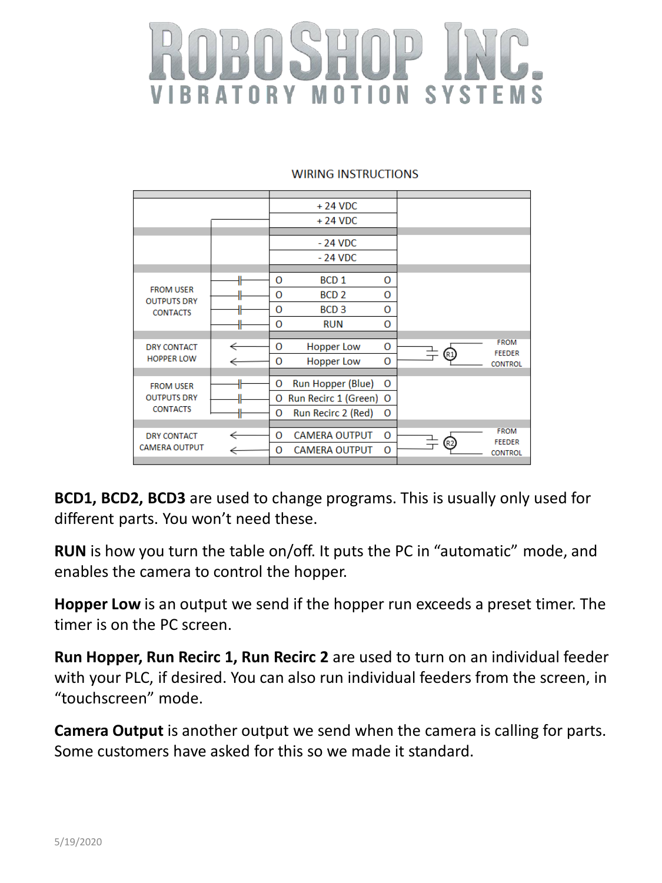# ROBOSHOP INC.

VIBRATORY MOTION SYSTEMS

## WIRING INSTRUCTIONS

| | | |
|---|---|---|
| | + 24 VDC | |
| | + 24 VDC | |
| | - 24 VDC | |
| | - 24 VDC | |
| FROM USER OUTPUTS DRY CONTACTS | O BCD 1 O | |
| | O BCD 2 O | |
| | O BCD 3 O | |
| | O RUN O | |
| DRY CONTACT HOPPER LOW | O Hopper Low O | R1 FROM FEEDER CONTROL |
| | O Hopper Low O | |
| FROM USER OUTPUTS DRY CONTACTS | O Run Hopper (Blue) O | |
| | O Run Recirc 1 (Green) O | |
| | O Run Recirc 2 (Red) O | |
| DRY CONTACT CAMERA OUTPUT | O CAMERA OUTPUT O | R2 FROM FEEDER CONTROL |
| | O CAMERA OUTPUT O | |

**BCD1, BCD2, BCD3** are used to change programs. This is usually only used for different parts. You won't need these.

**RUN** is how you turn the table on/off. It puts the PC in "automatic" mode, and enables the camera to control the hopper.

**Hopper Low** is an output we send if the hopper run exceeds a preset timer. The timer is on the PC screen.

**Run Hopper, Run Recirc 1, Run Recirc 2** are used to turn on an individual feeder with your PLC, if desired. You can also run individual feeders from the screen, in "touchscreen" mode.

**Camera Output** is another output we send when the camera is calling for parts. Some customers have asked for this so we made it standard.

5/19/2020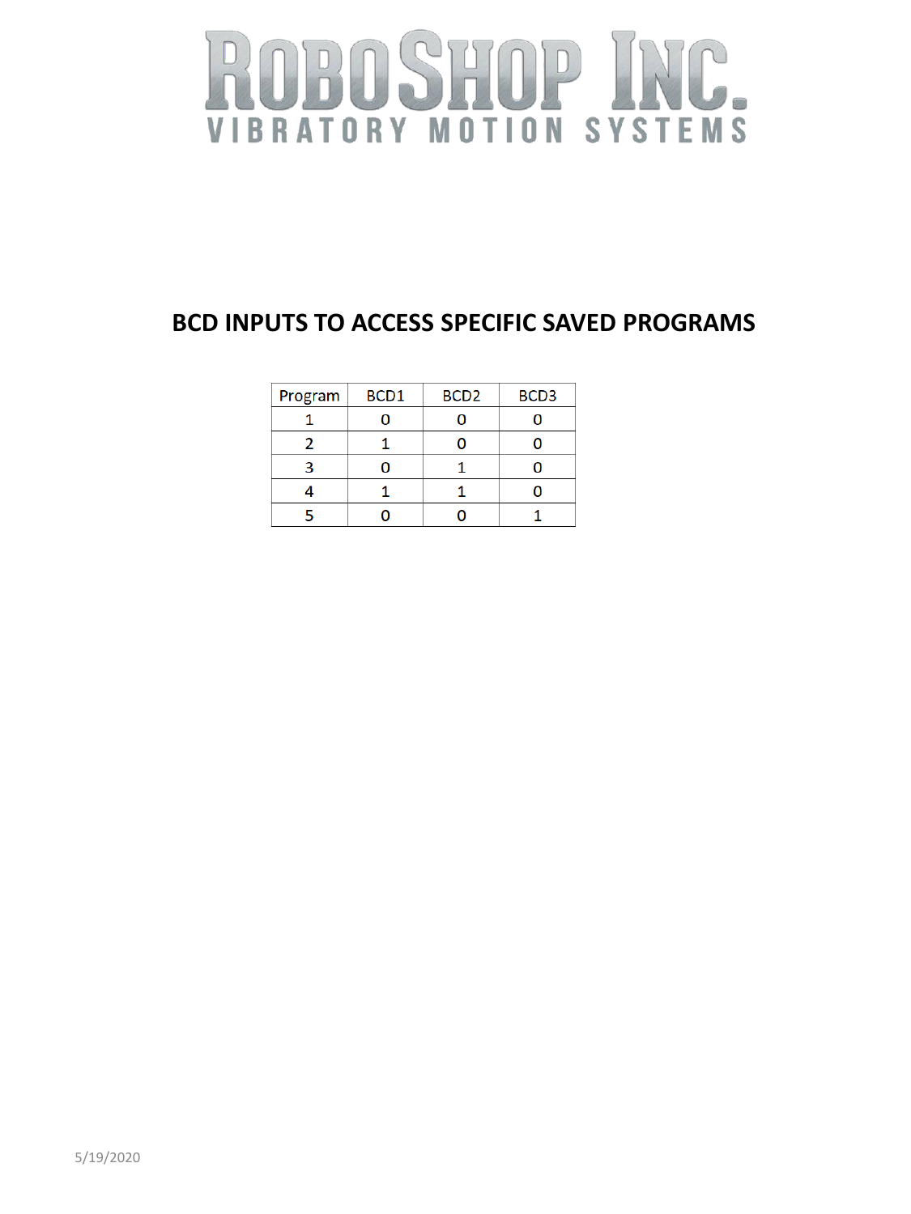# ROBOSHOP INC.

VIBRATORY MOTION SYSTEMS

## BCD INPUTS TO ACCESS SPECIFIC SAVED PROGRAMS

| Program | BCD1 | BCD2 | BCD3 |
|---|---|---|---|
| 1 | 0 | 0 | 0 |
| 2 | 1 | 0 | 0 |
| 3 | 0 | 1 | 0 |
| 4 | 1 | 1 | 0 |
| 5 | 0 | 0 | 1 |

5/19/2020